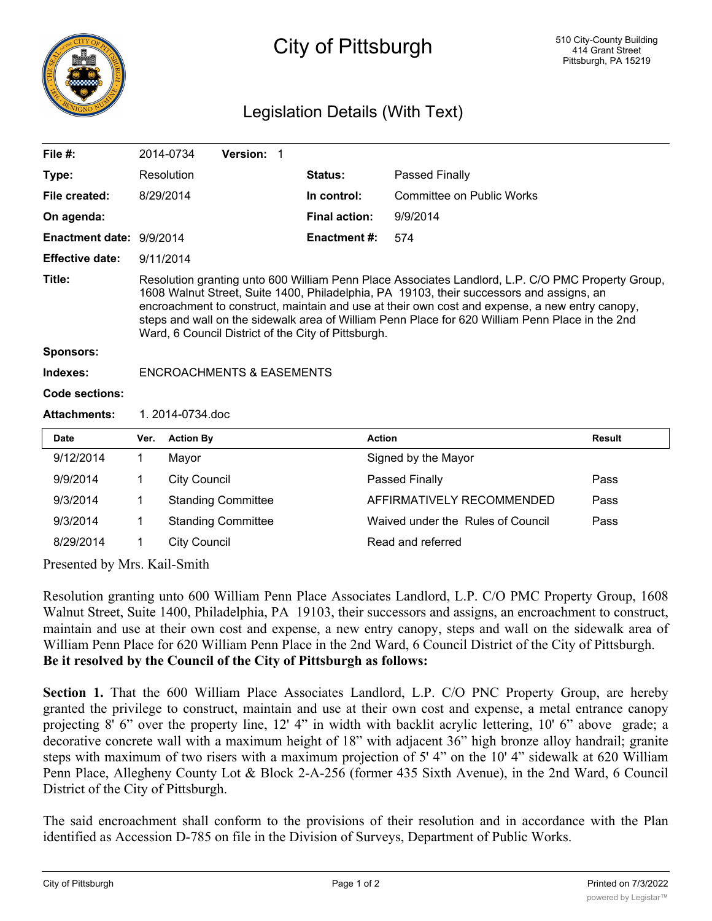# City of Pittsburgh

510 City-County Building
414 Grant Street
Pittsburgh, PA 15219

## Legislation Details (With Text)

**File #:** 2014-0734 **Version:** 1

**Type:** Resolution **Status:** Passed Finally

**File created:** 8/29/2014 **In control:** Committee on Public Works

**On agenda:** **Final action:** 9/9/2014

**Enactment date:** 9/9/2014 **Enactment #:** 574

**Effective date:** 9/11/2014

**Title:** Resolution granting unto 600 William Penn Place Associates Landlord, L.P. C/O PMC Property Group, 1608 Walnut Street, Suite 1400, Philadelphia, PA 19103, their successors and assigns, an encroachment to construct, maintain and use at their own cost and expense, a new entry canopy, steps and wall on the sidewalk area of William Penn Place for 620 William Penn Place in the 2nd Ward, 6 Council District of the City of Pittsburgh.

**Sponsors:**

**Indexes:** ENCROACHMENTS & EASEMENTS

**Code sections:**

**Attachments:** 1. 2014-0734.doc

| Date | Ver. | Action By | Action | Result |
|---|---|---|---|---|
| 9/12/2014 | 1 | Mayor | Signed by the Mayor | |
| 9/9/2014 | 1 | City Council | Passed Finally | Pass |
| 9/3/2014 | 1 | Standing Committee | AFFIRMATIVELY RECOMMENDED | Pass |
| 9/3/2014 | 1 | Standing Committee | Waived under the Rules of Council | Pass |
| 8/29/2014 | 1 | City Council | Read and referred | |

Presented by Mrs. Kail-Smith

Resolution granting unto 600 William Penn Place Associates Landlord, L.P. C/O PMC Property Group, 1608 Walnut Street, Suite 1400, Philadelphia, PA 19103, their successors and assigns, an encroachment to construct, maintain and use at their own cost and expense, a new entry canopy, steps and wall on the sidewalk area of William Penn Place for 620 William Penn Place in the 2nd Ward, 6 Council District of the City of Pittsburgh.

**Be it resolved by the Council of the City of Pittsburgh as follows:**

**Section 1.** That the 600 William Place Associates Landlord, L.P. C/O PNC Property Group, are hereby granted the privilege to construct, maintain and use at their own cost and expense, a metal entrance canopy projecting 8' 6" over the property line, 12' 4" in width with backlit acrylic lettering, 10' 6" above grade; a decorative concrete wall with a maximum height of 18" with adjacent 36" high bronze alloy handrail; granite steps with maximum of two risers with a maximum projection of 5' 4" on the 10' 4" sidewalk at 620 William Penn Place, Allegheny County Lot & Block 2-A-256 (former 435 Sixth Avenue), in the 2nd Ward, 6 Council District of the City of Pittsburgh.

The said encroachment shall conform to the provisions of their resolution and in accordance with the Plan identified as Accession D-785 on file in the Division of Surveys, Department of Public Works.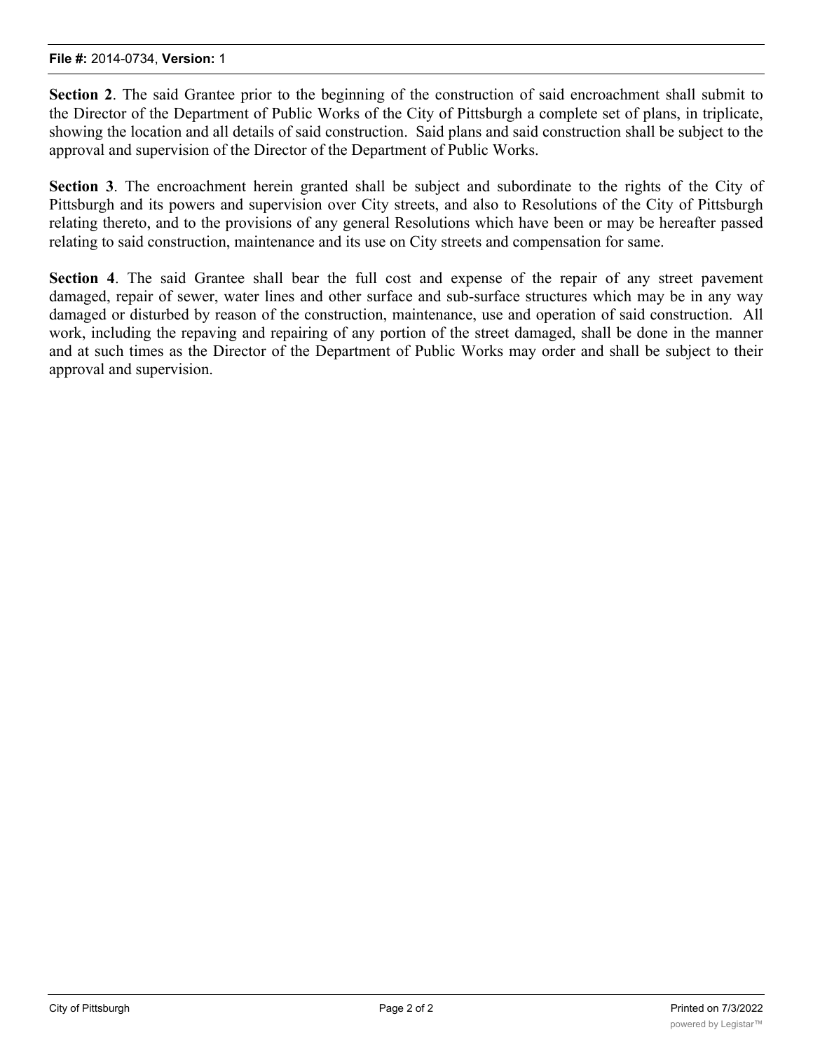**Section 2**. The said Grantee prior to the beginning of the construction of said encroachment shall submit to the Director of the Department of Public Works of the City of Pittsburgh a complete set of plans, in triplicate, showing the location and all details of said construction. Said plans and said construction shall be subject to the approval and supervision of the Director of the Department of Public Works.

**Section 3**. The encroachment herein granted shall be subject and subordinate to the rights of the City of Pittsburgh and its powers and supervision over City streets, and also to Resolutions of the City of Pittsburgh relating thereto, and to the provisions of any general Resolutions which have been or may be hereafter passed relating to said construction, maintenance and its use on City streets and compensation for same.

**Section 4**. The said Grantee shall bear the full cost and expense of the repair of any street pavement damaged, repair of sewer, water lines and other surface and sub-surface structures which may be in any way damaged or disturbed by reason of the construction, maintenance, use and operation of said construction. All work, including the repaving and repairing of any portion of the street damaged, shall be done in the manner and at such times as the Director of the Department of Public Works may order and shall be subject to their approval and supervision.